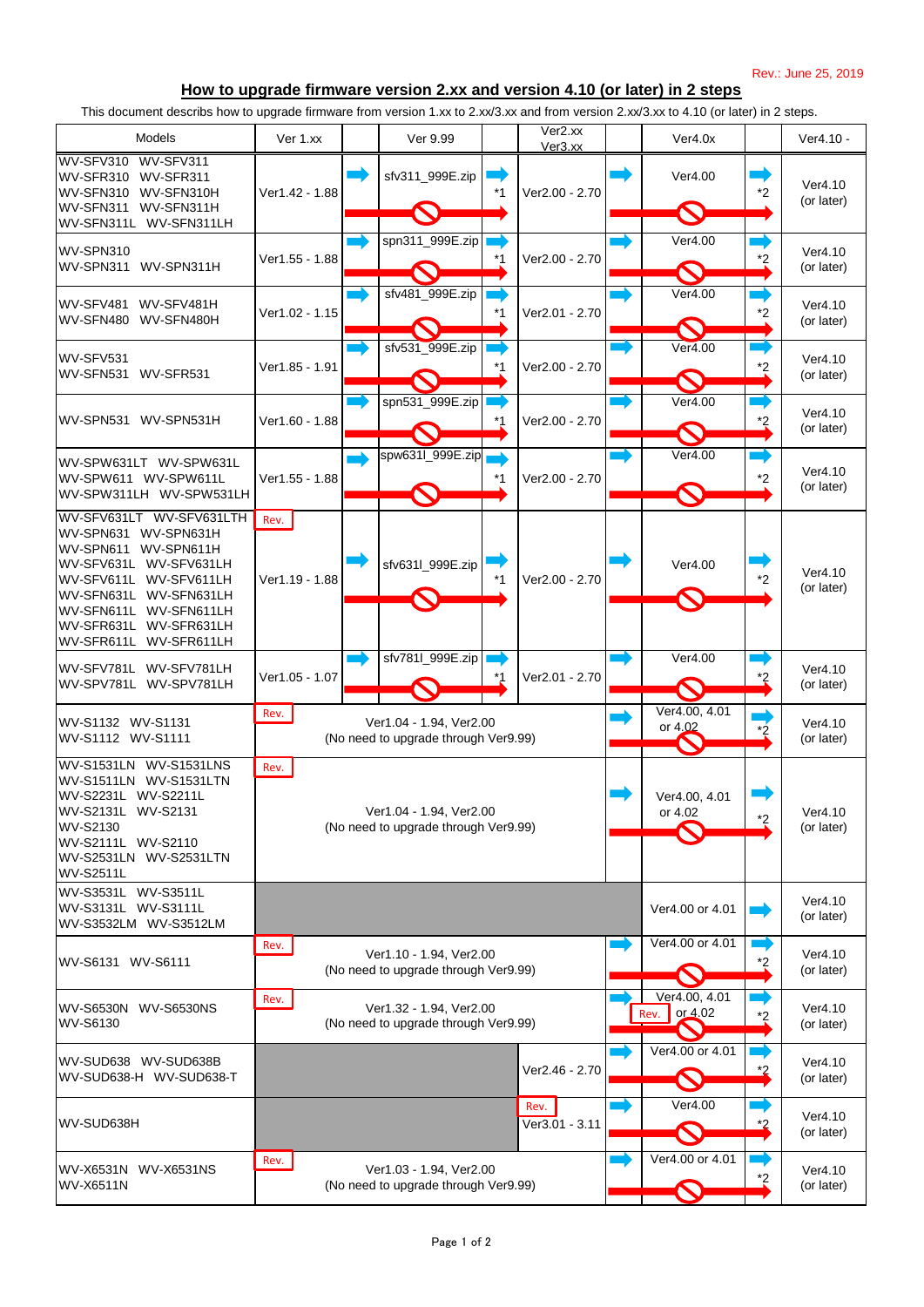Rev.: June 25, 2019

## How to upgrade firmware version 2.xx and version 4.10 (or later) in 2 steps

This document describs how to upgrade firmware from version 1.xx to 2.xx/3.xx and from version 2.xx/3.xx to 4.10 (or later) in 2 steps.

| Models | Ver 1.xx | | Ver 9.99 | | Ver2.xx Ver3.xx | | Ver4.0x | | Ver4.10 - |
|---|---|---|---|---|---|---|---|---|---|
| WV-SFV310 WV-SFV311 WV-SFR310 WV-SFR311 WV-SFN310 WV-SFN310H WV-SFN311 WV-SFN311H WV-SFN311L WV-SFN311LH | Ver1.42 - 1.88 | | sfv311_999E.zip | *1 | Ver2.00 - 2.70 | | Ver4.00 | *2 | Ver4.10 (or later) |
| WV-SPN310 WV-SPN311 WV-SPN311H | Ver1.55 - 1.88 | | spn311_999E.zip | *1 | Ver2.00 - 2.70 | | Ver4.00 | *2 | Ver4.10 (or later) |
| WV-SFV481 WV-SFV481H WV-SFN480 WV-SFN480H | Ver1.02 - 1.15 | | sfv481_999E.zip | *1 | Ver2.01 - 2.70 | | Ver4.00 | *2 | Ver4.10 (or later) |
| WV-SFV531 WV-SFN531 WV-SFR531 | Ver1.85 - 1.91 | | sfv531_999E.zip | *1 | Ver2.00 - 2.70 | | Ver4.00 | *2 | Ver4.10 (or later) |
| WV-SPN531 WV-SPN531H | Ver1.60 - 1.88 | | spn531_999E.zip | *1 | Ver2.00 - 2.70 | | Ver4.00 | *2 | Ver4.10 (or later) |
| WV-SPW631LT WV-SPW631L WV-SPW611 WV-SPW611L WV-SPW311LH WV-SPW531LH | Ver1.55 - 1.88 | | spw631l_999E.zip | *1 | Ver2.00 - 2.70 | | Ver4.00 | *2 | Ver4.10 (or later) |
| WV-SFV631LT WV-SFV631LTH WV-SPN631 WV-SPN631H WV-SPN611 WV-SPN611H WV-SFV631L WV-SFV631LH WV-SFV611L WV-SFV611LH WV-SFN631L WV-SFN631LH WV-SFN611L WV-SFN611LH WV-SFR631L WV-SFR631LH WV-SFR611L WV-SFR611LH | Rev. Ver1.19 - 1.88 | | sfv631l_999E.zip | *1 | Ver2.00 - 2.70 | | Ver4.00 | *2 | Ver4.10 (or later) |
| WV-SFV781L WV-SFV781LH WV-SPV781L WV-SPV781LH | Ver1.05 - 1.07 | | sfv781l_999E.zip | *1 | Ver2.01 - 2.70 | | Ver4.00 | *2 | Ver4.10 (or later) |
| WV-S1132 WV-S1131 WV-S1112 WV-S1111 | Rev. Ver1.04 - 1.94, Ver2.00 (No need to upgrade through Ver9.99) | | | | | | Ver4.00, 4.01 or 4.02 | *2 | Ver4.10 (or later) |
| WV-S1531LN WV-S1531LNS WV-S1511LN WV-S1531LTN WV-S2231L WV-S2211L WV-S2131L WV-S2131 WV-S2130 WV-S2111L WV-S2110 WV-S2531LN WV-S2531LTN WV-S2511L | Rev. Ver1.04 - 1.94, Ver2.00 (No need to upgrade through Ver9.99) | | | | | | Ver4.00, 4.01 or 4.02 | *2 | Ver4.10 (or later) |
| WV-S3531L WV-S3511L WV-S3131L WV-S3111L WV-S3532LM WV-S3512LM | | | | | | | Ver4.00 or 4.01 | | Ver4.10 (or later) |
| WV-S6131 WV-S6111 | Rev. Ver1.10 - 1.94, Ver2.00 (No need to upgrade through Ver9.99) | | | | | | Ver4.00 or 4.01 | *2 | Ver4.10 (or later) |
| WV-S6530N WV-S6530NS WV-S6130 | Rev. Ver1.32 - 1.94, Ver2.00 (No need to upgrade through Ver9.99) | | | | | | Ver4.00, 4.01 Rev. or 4.02 | *2 | Ver4.10 (or later) |
| WV-SUD638 WV-SUD638B WV-SUD638-H WV-SUD638-T | | | | | Ver2.46 - 2.70 | | Ver4.00 or 4.01 | *2 | Ver4.10 (or later) |
| WV-SUD638H | | | | | Rev. Ver3.01 - 3.11 | | Ver4.00 | *2 | Ver4.10 (or later) |
| WV-X6531N WV-X6531NS WV-X6511N | Rev. Ver1.03 - 1.94, Ver2.00 (No need to upgrade through Ver9.99) | | | | | | Ver4.00 or 4.01 | *2 | Ver4.10 (or later) |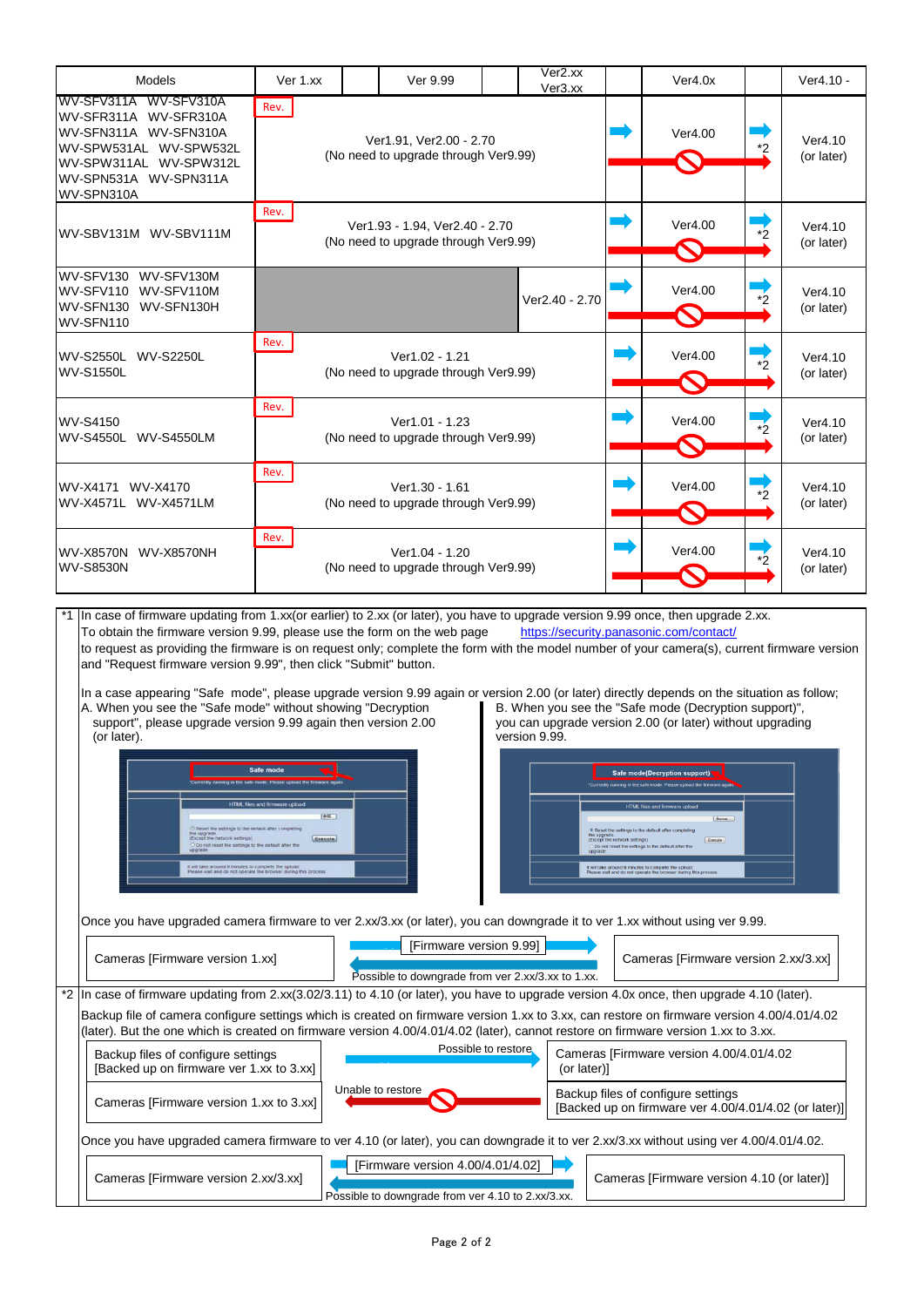| Models | Ver 1.xx | | Ver 9.99 | | Ver2.xx Ver3.xx | | Ver4.0x | | Ver4.10 - |
|---|---|---|---|---|---|---|---|---|---|
| WV-SFV311A WV-SFV310A WV-SFR311A WV-SFR310A WV-SFN311A WV-SFN310A WV-SPW531AL WV-SPW532L WV-SPW311AL WV-SPW312L WV-SPN531A WV-SPN311A WV-SPN310A | Rev. Ver1.91, Ver2.00 - 2.70 (No need to upgrade through Ver9.99) | | | | | → | Ver4.00 | → *2 | Ver4.10 (or later) |
| WV-SBV131M WV-SBV111M | Rev. Ver1.93 - 1.94, Ver2.40 - 2.70 (No need to upgrade through Ver9.99) | | | | | → | Ver4.00 | → *2 | Ver4.10 (or later) |
| WV-SFV130 WV-SFV130M WV-SFV110 WV-SFV110M WV-SFN130 WV-SFN130H WV-SFN110 | | | | | Ver2.40 - 2.70 | → | Ver4.00 | → *2 | Ver4.10 (or later) |
| WV-S2550L WV-S2250L WV-S1550L | Rev. Ver1.02 - 1.21 (No need to upgrade through Ver9.99) | | | | | → | Ver4.00 | → *2 | Ver4.10 (or later) |
| WV-S4150 WV-S4550L WV-S4550LM | Rev. Ver1.01 - 1.23 (No need to upgrade through Ver9.99) | | | | | → | Ver4.00 | → *2 | Ver4.10 (or later) |
| WV-X4171 WV-X4170 WV-X4571L WV-X4571LM | Rev. Ver1.30 - 1.61 (No need to upgrade through Ver9.99) | | | | | → | Ver4.00 | → *2 | Ver4.10 (or later) |
| WV-X8570N WV-X8570NH WV-S8530N | Rev. Ver1.04 - 1.20 (No need to upgrade through Ver9.99) | | | | | → | Ver4.00 | → *2 | Ver4.10 (or later) |

*1 In case of firmware updating from 1.xx(or earlier) to 2.xx (or later), you have to upgrade version 9.99 once, then upgrade 2.xx.
To obtain the firmware version 9.99, please use the form on the web page https://security.panasonic.com/contact/
to request as providing the firmware is on request only; complete the form with the model number of your camera(s), current firmware version and "Request firmware version 9.99", then click "Submit" button.

In a case appearing "Safe mode", please upgrade version 9.99 again or version 2.00 (or later) directly depends on the situation as follow;

A. When you see the "Safe mode" without showing "Decryption support", please upgrade version 9.99 again then version 2.00 (or later).

B. When you see the "Safe mode (Decryption support)", you can upgrade version 2.00 (or later) without upgrading version 9.99.

Once you have upgraded camera firmware to ver 2.xx/3.xx (or later), you can downgrade it to ver 1.xx without using ver 9.99.

Cameras [Firmware version 1.xx] → [Firmware version 9.99] → Cameras [Firmware version 2.xx/3.xx]

Possible to downgrade from ver 2.xx/3.xx to 1.xx.

*2 In case of firmware updating from 2.xx(3.02/3.11) to 4.10 (or later), you have to upgrade version 4.0x once, then upgrade 4.10 (later).

Backup file of camera configure settings which is created on firmware version 1.xx to 3.xx, can restore on firmware version 4.00/4.01/4.02 (later). But the one which is created on firmware version 4.00/4.01/4.02 (later), cannot restore on firmware version 1.xx to 3.xx.

Backup files of configure settings [Backed up on firmware ver 1.xx to 3.xx] → Possible to restore → Cameras [Firmware version 4.00/4.01/4.02 (or later)]

Cameras [Firmware version 1.xx to 3.xx] ← Unable to restore ← Backup files of configure settings [Backed up on firmware ver 4.00/4.01/4.02 (or later)]

Once you have upgraded camera firmware to ver 4.10 (or later), you can downgrade it to ver 2.xx/3.xx without using ver 4.00/4.01/4.02.

Cameras [Firmware version 2.xx/3.xx] → [Firmware version 4.00/4.01/4.02] → Cameras [Firmware version 4.10 (or later)]

Possible to downgrade from ver 4.10 to 2.xx/3.xx.